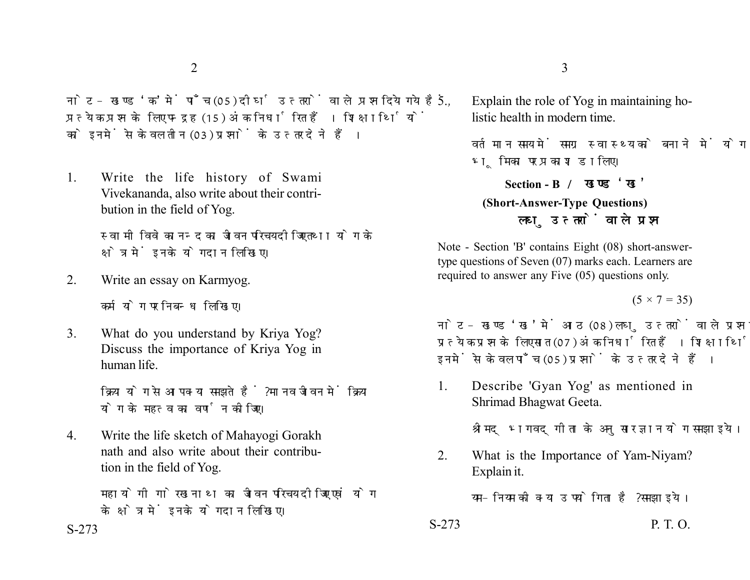नोट - खण्ड 'क' में पाँच (05) दीर्घ उत्तरों वाले प्रश्न दिये गये हैं, प्रत्येक प्रश्न के लिए पन्द्रह (15) अंक निर्धारित हैं। शिक्षार्थियों को इनमें से केवल तीन (03) प्रश्नों के उत्तर देने हैं।

1. Write the life history of Swami Vivekananda, also write about their contribution in the field of Yog.

   स्वामी विवेकानन्द का जीवन परिचय दीजिए तथा योग के क्षेत्र में इनके योगदान लिखिए।

2. Write an essay on Karmyog.

   कर्मयोग पर निबन्ध लिखिए।

3. What do you understand by Kriya Yog? Discuss the importance of Kriya Yog in human life.

   क्रिया योग से आप क्या समझते हैं? मानव जीवन में क्रिया योग के महत्व का वर्णन कीजिए।

4. Write the life sketch of Mahayogi Gorakh nath and also write about their contribution in the field of Yog.

   महायोगी गोरखनाथ का जीवन परिचय दीजिए एवं योग के क्षेत्र में इनके योगदान लिखिए।

S-273

Explain the role of Yog in maintaining holistic health in modern time.

वर्तमान समय में समग्र स्वास्थ्य को बनाने में योग की भूमिका पर प्रकाश डालिए।

## Section - B / खण्ड 'ख'

### (Short-Answer-Type Questions)

### लघु उत्तरों वाले प्रश्न

Note - Section 'B' contains Eight (08) short-answer-type questions of Seven (07) marks each. Learners are required to answer any Five (05) questions only.

(5 × 7 = 35)

नोट - खण्ड 'ख' में आठ (08) लघु उत्तरों वाले प्रश्न दिये गये हैं, प्रत्येक प्रश्न के लिए सात (07) अंक निर्धारित हैं। शिक्षार्थियों को इनमें से केवल पाँच (05) प्रश्नों के उत्तर देने हैं।

1. Describe 'Gyan Yog' as mentioned in Shrimad Bhagwat Geeta.

   श्रीमद् भागवद् गीता के अनुसार ज्ञानयोग समझाइये।

2. What is the Importance of Yam-Niyam? Explain it.

   यम-नियम की क्या उपयोगिता है? समझाइये।

S-273

P. T. O.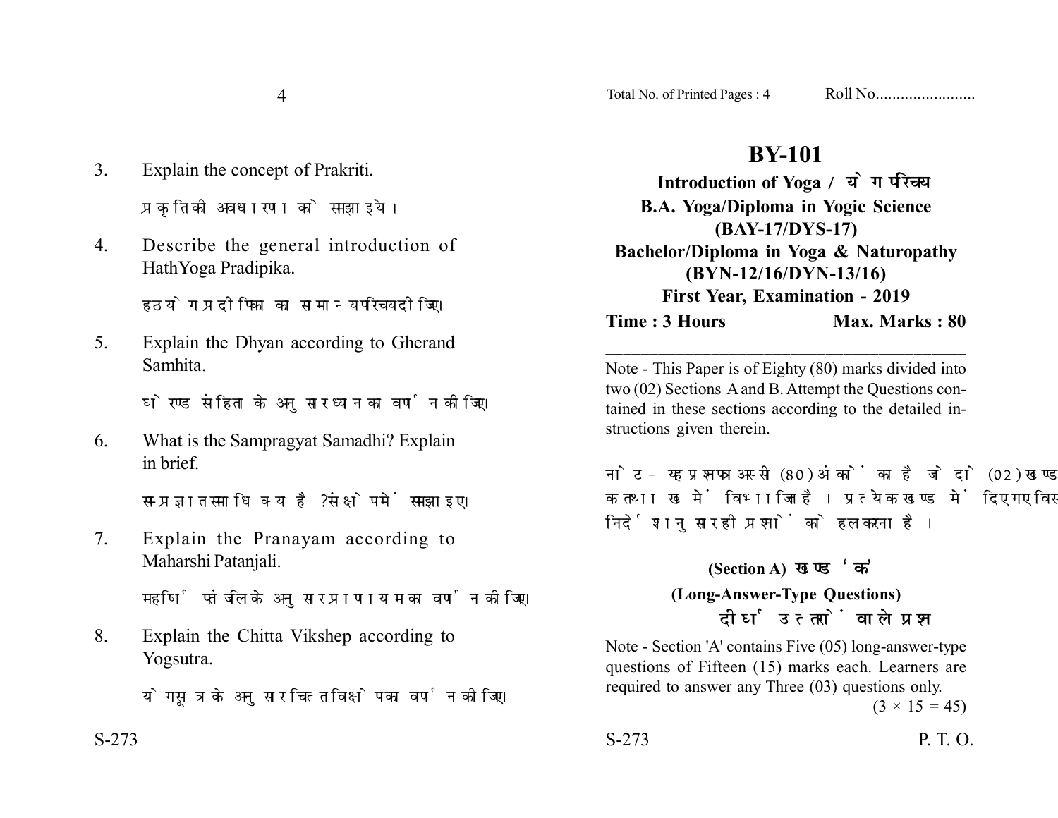3. Explain the concept of Prakriti.

   प्रकृति की अवधारणा को समझाइये।

4. Describe the general introduction of HathYoga Pradipika.

   हठयोग प्रदीपिका का सामान्य परिचय दीजिए।

5. Explain the Dhyan according to Gherand Samhita.

   घेरण्ड संहिता के अनुसार ध्यान का वर्णन कीजिए।

6. What is the Sampragyat Samadhi? Explain in brief.

   सम्प्रज्ञात समाधि क्या है? संक्षेप में समझाइए।

7. Explain the Pranayam according to Maharshi Patanjali.

   महर्षि पतंजलि के अनुसार प्राणायाम का वर्णन कीजिए।

8. Explain the Chitta Vikshep according to Yogsutra.

   योगसूत्र के अनुसार चित्त विक्षेप का वर्णन कीजिए।

S-273

Total No. of Printed Pages : 4 Roll No........................

# BY-101

## Introduction of Yoga / योग परिचय

**B.A. Yoga/Diploma in Yogic Science (BAY-17/DYS-17)**

**Bachelor/Diploma in Yoga & Naturopathy (BYN-12/16/DYN-13/16)**

**First Year, Examination - 2019**

**Time : 3 Hours** **Max. Marks : 80**

---

Note - This Paper is of Eighty (80) marks divided into two (02) Sections A and B. Attempt the Questions contained in these sections according to the detailed instructions given therein.

नोट - यह प्रश्नपत्र अस्सी (80) अंकों का है जो दो (02) खण्डों क तथा ख में विभाजित है। प्रत्येक खण्ड में दिए गए विस्तृत निर्देशों के अनुसार ही प्रश्नों को हल करना है।

### (Section A) खण्ड 'क'

### (Long-Answer-Type Questions) दीर्घ उत्तरों वाले प्रश्न

Note - Section 'A' contains Five (05) long-answer-type questions of Fifteen (15) marks each. Learners are required to answer any Three (03) questions only.

$(3 \times 15 = 45)$

S-273 P. T. O.